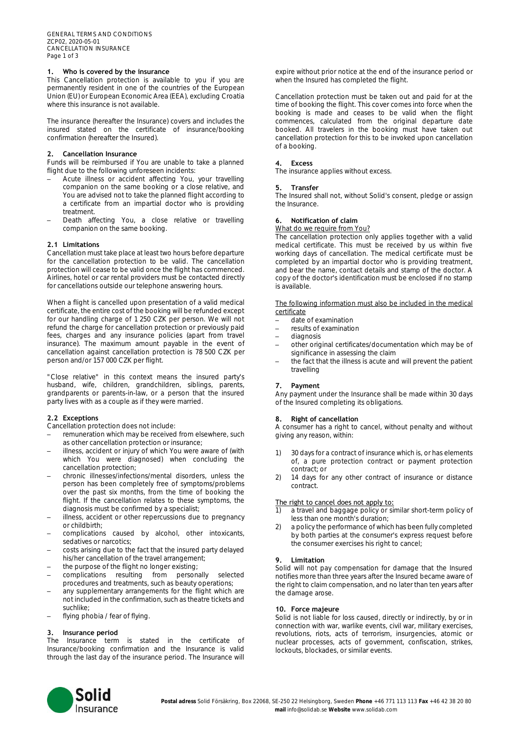## 1. Who is covered by the insurance

This Cancellation protection is available to you if you are permanently resident in one of the countries of the European Union (EU) or European Economic Area (EEA), excluding Croatia where this insurance is not available.

The insurance (hereafter the Insurance) covers and includes the insured stated on the certificate of insurance/booking confirmation (hereafter the Insured).

## 2. Cancellation Insurance

Funds will be reimbursed if You are unable to take a planned flight due to the following unforeseen incidents:

- Acute illness or accident affecting You, your travelling companion on the same booking or a close relative, and You are advised not to take the planned flight according to a certificate from an impartial doctor who is providing treatment.
- Death affecting You, a close relative or travelling companion on the same booking.

### 2.1 Limitations

Cancellation must take place at least two hours before departure for the cancellation protection to be valid. The cancellation protection will cease to be valid once the flight has commenced. Airlines, hotel or car rental providers must be contacted directly for cancellations outside our telephone answering hours.

When a flight is cancelled upon presentation of a valid medical certificate, the entire cost of the booking will be refunded except for our handling charge of 1 250 CZK per person. We will not refund the charge for cancellation protection or previously paid fees, charges and any insurance policies (apart from travel insurance). The maximum amount payable in the event of cancellation against cancellation protection is 78 500 CZK per person and/or 157 000 CZK per flight.

"Close relative" in this context means the insured party's husband, wife, children, grandchildren, siblings, parents, grandparents or parents-in-law, or a person that the insured party lives with as a couple as if they were married.

### 2.2 Exceptions

Cancellation protection does not include:

- remuneration which may be received from elsewhere, such as other cancellation protection or insurance;
- illness, accident or injury of which You were aware of (with which You were diagnosed) when concluding the cancellation protection;
- chronic illnesses/infections/mental disorders, unless the person has been completely free of symptoms/problems over the past six months, from the time of booking the flight. If the cancellation relates to these symptoms, the diagnosis must be confirmed by a specialist;
- illness, accident or other repercussions due to pregnancy or childbirth;
- complications caused by alcohol, other intoxicants, sedatives or narcotics;
- costs arising due to the fact that the insured party delayed his/her cancellation of the travel arrangement;
- the purpose of the flight no longer existing;
- complications resulting from personally selected procedures and treatments, such as beauty operations;
- any supplementary arrangements for the flight which are not included in the confirmation, such as theatre tickets and suchlike;
- flying phobia / fear of flying.

## 3. Insurance period

The Insurance term is stated in the certificate of Insurance/booking confirmation and the Insurance is valid through the last day of the insurance period. The Insurance will expire without prior notice at the end of the insurance period or when the Insured has completed the flight.

Cancellation protection must be taken out and paid for at the time of booking the flight. This cover comes into force when the booking is made and ceases to be valid when the flight commences, calculated from the original departure date booked. All travelers in the booking must have taken out cancellation protection for this to be invoked upon cancellation of a booking.

## 4. Excess

The insurance applies without excess.

## 5. Transfer

The Insured shall not, without Solid's consent, pledge or assign the Insurance.

## 6. Notification of claim

<u>What do we require from You?</u>

The cancellation protection only applies together with a valid medical certificate. This must be received by us within five working days of cancellation. The medical certificate must be completed by an impartial doctor who is providing treatment, and bear the name, contact details and stamp of the doctor. A copy of the doctor's identification must be enclosed if no stamp is available.

<u>The following information must also be included in the medical certificate</u>

- date of examination
- results of examination
- diagnosis
- other original certificates/documentation which may be of significance in assessing the claim
- the fact that the illness is acute and will prevent the patient travelling

## 7. Payment

Any payment under the Insurance shall be made within 30 days of the Insured completing its obligations.

## 8. Right of cancellation

A consumer has a right to cancel, without penalty and without giving any reason, within:

1) 30 days for a contract of insurance which is, or has elements of, a pure protection contract or payment protection contract; or
2) 14 days for any other contract of insurance or distance contract.

<u>The right to cancel does not apply to:</u>

1) a travel and baggage policy or similar short-term policy of less than one month's duration;
2) a policy the performance of which has been fully completed by both parties at the consumer's express request before the consumer exercises his right to cancel;

## 9. Limitation

Solid will not pay compensation for damage that the Insured notifies more than three years after the Insured became aware of the right to claim compensation, and no later than ten years after the damage arose.

## 10. Force majeure

Solid is not liable for loss caused, directly or indirectly, by or in connection with war, warlike events, civil war, military exercises, revolutions, riots, acts of terrorism, insurgencies, atomic or nuclear processes, acts of government, confiscation, strikes, lockouts, blockades, or similar events.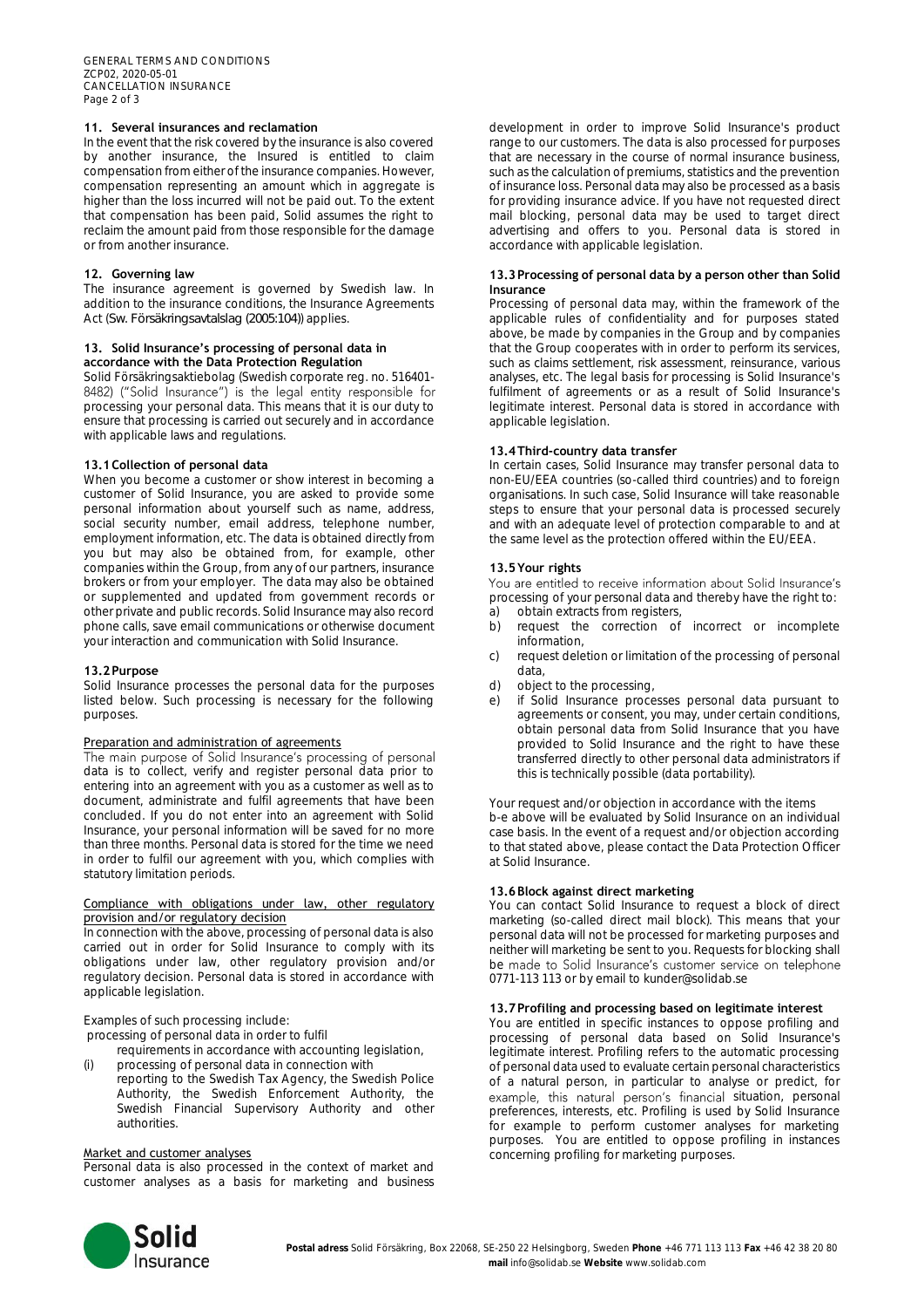## 11. Several insurances and reclamation

In the event that the risk covered by the insurance is also covered by another insurance, the Insured is entitled to claim compensation from either of the insurance companies. However, compensation representing an amount which in aggregate is higher than the loss incurred will not be paid out. To the extent that compensation has been paid, Solid assumes the right to reclaim the amount paid from those responsible for the damage or from another insurance.

## 12. Governing law

The insurance agreement is governed by Swedish law. In addition to the insurance conditions, the Insurance Agreements Act (Sw. Försäkringsavtalslag (2005:104)) applies.

## 13. Solid Insurance's processing of personal data in accordance with the Data Protection Regulation

Solid Försäkringsaktiebolag (Swedish corporate reg. no. 516401-8482) ("Solid Insurance") is the legal entity responsible for processing your personal data. This means that it is our duty to ensure that processing is carried out securely and in accordance with applicable laws and regulations.

### 13.1 Collection of personal data

When you become a customer or show interest in becoming a customer of Solid Insurance, you are asked to provide some personal information about yourself such as name, address, social security number, email address, telephone number, employment information, etc. The data is obtained directly from you but may also be obtained from, for example, other companies within the Group, from any of our partners, insurance brokers or from your employer. The data may also be obtained or supplemented and updated from government records or other private and public records. Solid Insurance may also record phone calls, save email communications or otherwise document your interaction and communication with Solid Insurance.

### 13.2 Purpose

Solid Insurance processes the personal data for the purposes listed below. Such processing is necessary for the following purposes.

Preparation and administration of agreements

The main purpose of Solid Insurance's processing of personal data is to collect, verify and register personal data prior to entering into an agreement with you as a customer as well as to document, administrate and fulfil agreements that have been concluded. If you do not enter into an agreement with Solid Insurance, your personal information will be saved for no more than three months. Personal data is stored for the time we need in order to fulfil our agreement with you, which complies with statutory limitation periods.

Compliance with obligations under law, other regulatory provision and/or regulatory decision

In connection with the above, processing of personal data is also carried out in order for Solid Insurance to comply with its obligations under law, other regulatory provision and/or regulatory decision. Personal data is stored in accordance with applicable legislation.

Examples of such processing include:

processing of personal data in order to fulfil requirements in accordance with accounting legislation,

(i) processing of personal data in connection with reporting to the Swedish Tax Agency, the Swedish Police Authority, the Swedish Enforcement Authority, the Swedish Financial Supervisory Authority and other authorities.

Market and customer analyses

Personal data is also processed in the context of market and customer analyses as a basis for marketing and business development in order to improve Solid Insurance's product range to our customers. The data is also processed for purposes that are necessary in the course of normal insurance business, such as the calculation of premiums, statistics and the prevention of insurance loss. Personal data may also be processed as a basis for providing insurance advice. If you have not requested direct mail blocking, personal data may be used to target direct advertising and offers to you. Personal data is stored in accordance with applicable legislation.

### 13.3 Processing of personal data by a person other than Solid Insurance

Processing of personal data may, within the framework of the applicable rules of confidentiality and for purposes stated above, be made by companies in the Group and by companies that the Group cooperates with in order to perform its services, such as claims settlement, risk assessment, reinsurance, various analyses, etc. The legal basis for processing is Solid Insurance's fulfilment of agreements or as a result of Solid Insurance's legitimate interest. Personal data is stored in accordance with applicable legislation.

### 13.4 Third-country data transfer

In certain cases, Solid Insurance may transfer personal data to non-EU/EEA countries (so-called third countries) and to foreign organisations. In such case, Solid Insurance will take reasonable steps to ensure that your personal data is processed securely and with an adequate level of protection comparable to and at the same level as the protection offered within the EU/EEA.

### 13.5 Your rights

You are entitled to receive information about Solid Insurance's processing of your personal data and thereby have the right to:

a) obtain extracts from registers,
b) request the correction of incorrect or incomplete information,
c) request deletion or limitation of the processing of personal data,
d) object to the processing,
e) if Solid Insurance processes personal data pursuant to agreements or consent, you may, under certain conditions, obtain personal data from Solid Insurance that you have provided to Solid Insurance and the right to have these transferred directly to other personal data administrators if this is technically possible (data portability).

Your request and/or objection in accordance with the items b-e above will be evaluated by Solid Insurance on an individual case basis. In the event of a request and/or objection according to that stated above, please contact the Data Protection Officer at Solid Insurance.

### 13.6 Block against direct marketing

You can contact Solid Insurance to request a block of direct marketing (so-called direct mail block). This means that your personal data will not be processed for marketing purposes and neither will marketing be sent to you. Requests for blocking shall be made to Solid Insurance's customer service on telephone 0771-113 113 or by email to kunder@solidab.se

### 13.7 Profiling and processing based on legitimate interest

You are entitled in specific instances to oppose profiling and processing of personal data based on Solid Insurance's legitimate interest. Profiling refers to the automatic processing of personal data used to evaluate certain personal characteristics of a natural person, in particular to analyse or predict, for example, this natural person's financial situation, personal preferences, interests, etc. Profiling is used by Solid Insurance for example to perform customer analyses for marketing purposes. You are entitled to oppose profiling in instances concerning profiling for marketing purposes.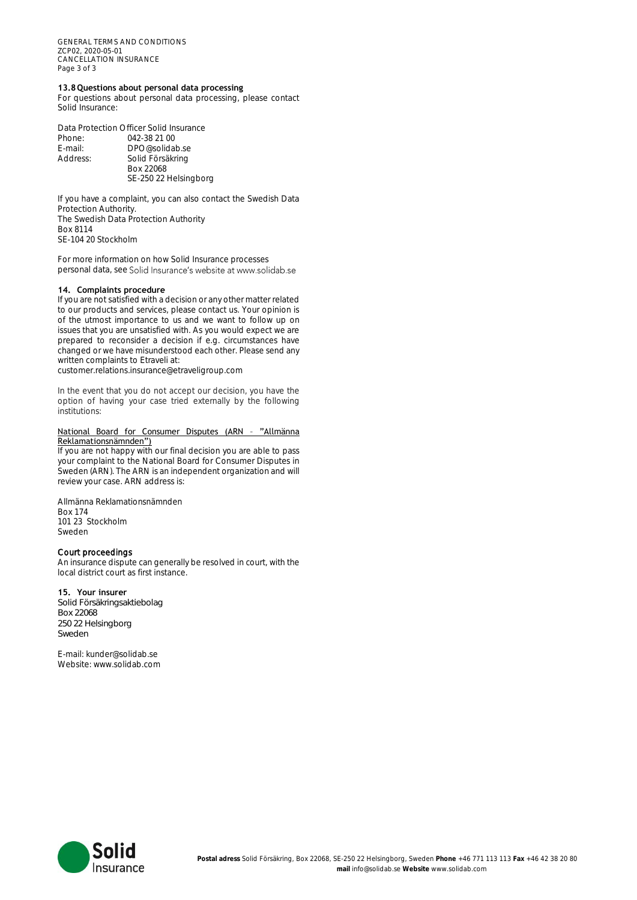### 13.8 Questions about personal data processing

For questions about personal data processing, please contact Solid Insurance:

Data Protection Officer Solid Insurance
Phone: 042-38 21 00
E-mail: DPO@solidab.se
Address: Solid Försäkring
Box 22068
SE-250 22 Helsingborg

If you have a complaint, you can also contact the Swedish Data Protection Authority.
The Swedish Data Protection Authority
Box 8114
SE-104 20 Stockholm

For more information on how Solid Insurance processes personal data, see Solid Insurance's website at www.solidab.se

## 14. Complaints procedure

If you are not satisfied with a decision or any other matter related to our products and services, please contact us. Your opinion is of the utmost importance to us and we want to follow up on issues that you are unsatisfied with. As you would expect we are prepared to reconsider a decision if e.g. circumstances have changed or we have misunderstood each other. Please send any written complaints to Etraveli at:
customer.relations.insurance@etraveligroup.com

In the event that you do not accept our decision, you have the option of having your case tried externally by the following institutions:

National Board for Consumer Disputes (ARN - "Allmänna Reklamationsnämnden")

If you are not happy with our final decision you are able to pass your complaint to the National Board for Consumer Disputes in Sweden (ARN). The ARN is an independent organization and will review your case. ARN address is:

Allmänna Reklamationsnämnden
Box 174
101 23 Stockholm
Sweden

### Court proceedings

An insurance dispute can generally be resolved in court, with the local district court as first instance.

## 15. Your insurer

Solid Försäkringsaktiebolag
Box 22068
250 22 Helsingborg
Sweden

E-mail: kunder@solidab.se
Website: www.solidab.com

**Postal adress** Solid Försäkring, Box 22068, SE-250 22 Helsingborg, Sweden **Phone** +46 771 113 113 **Fax** +46 42 38 20 80
**mail** info@solidab.se **Website** www.solidab.com